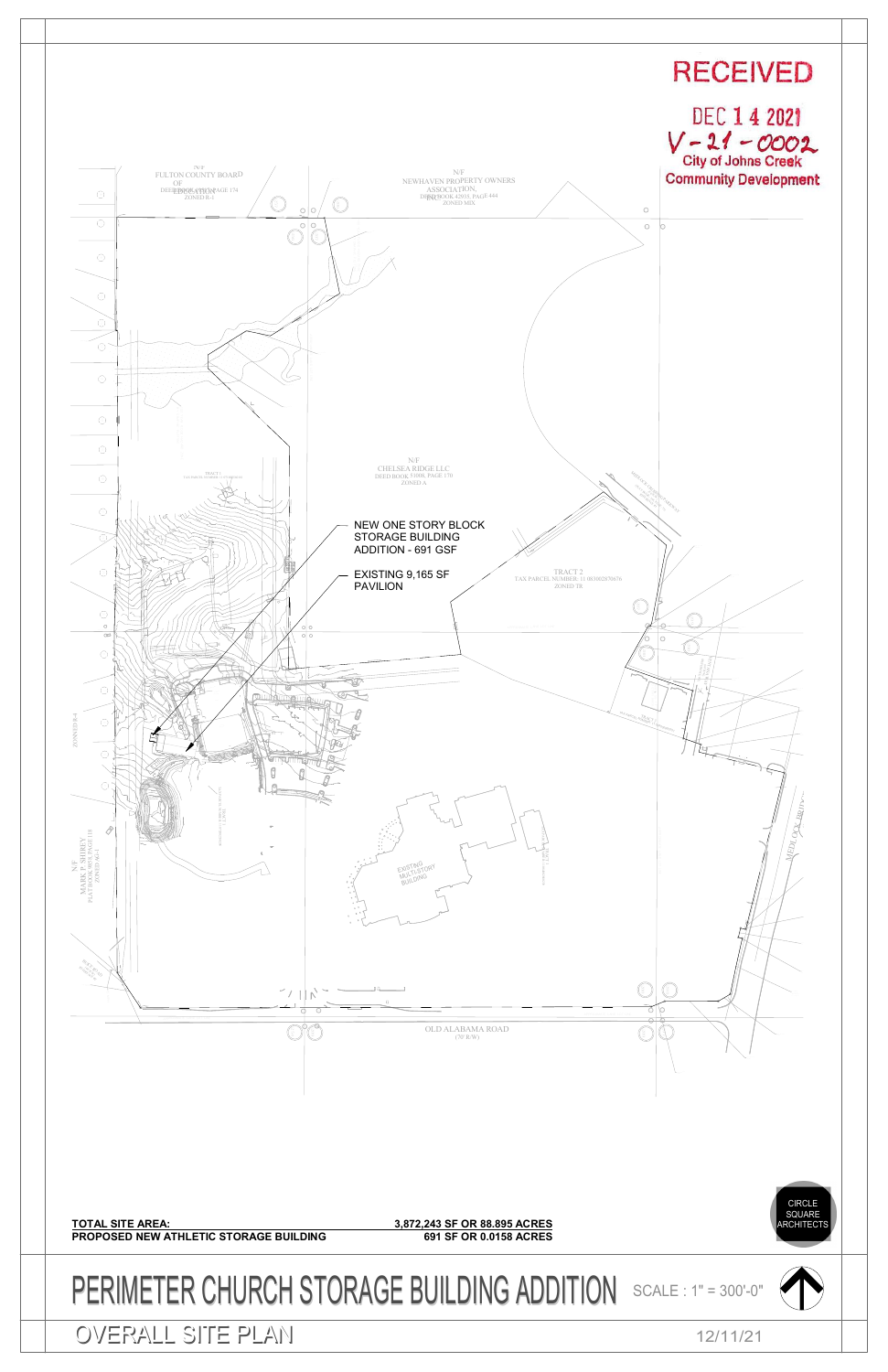RECEIVED

DEC 14 2021

V-21-0002

City of Johns Creek
Community Development

N/F
FULTON COUNTY BOARD OF EDUCATION
DEED BOOK, PAGE 174
ZONED R-1

N/F
NEWHAVEN PROPERTY OWNERS ASSOCIATION, INC.
DEED BOOK 42935, PAGE 444
ZONED MIX

N/F
CHELSEA RIDGE LLC
DEED BOOK 53008, PAGE 170
ZONED A

NEW ONE STORY BLOCK STORAGE BUILDING ADDITION - 691 GSF

EXISTING 9,165 SF PAVILION

TRACT 2
TAX PARCEL NUMBER: 11 083002870676
ZONED TR

EXISTING MULTI-STORY BUILDING

N/F
MARK P. SHIREY

MEDLOCK BRIDGE

OLD ALABAMA ROAD
(70' R/W)

| | |
|---|---|
| **TOTAL SITE AREA:** | **3,872,243 SF OR 88.895 ACRES** |
| **PROPOSED NEW ATHLETIC STORAGE BUILDING** | **691 SF OR 0.0158 ACRES** |

CIRCLE SQUARE ARCHITECTS

# PERIMETER CHURCH STORAGE BUILDING ADDITION

SCALE : 1" = 300'-0"

## OVERALL SITE PLAN

12/11/21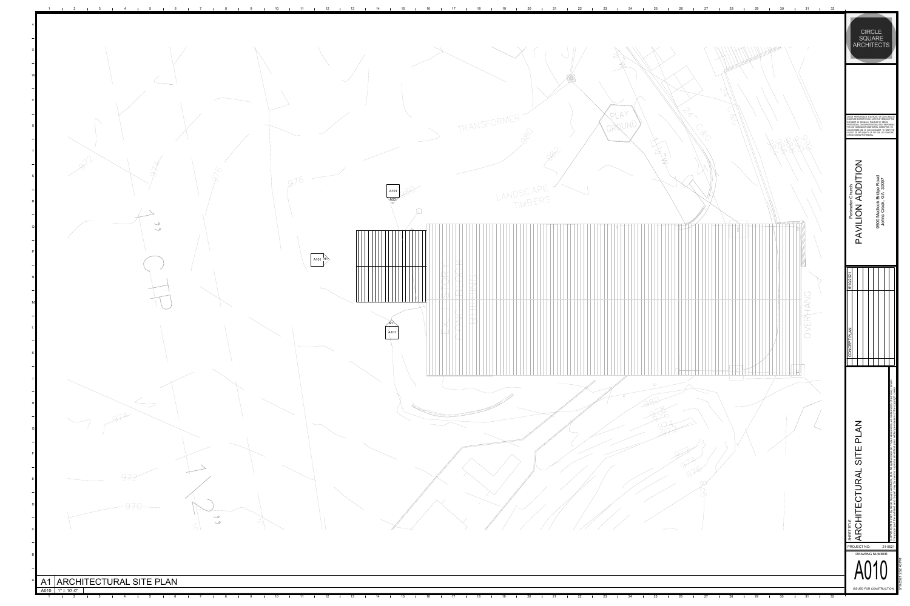CIRCLE SQUARE ARCHITECTS

Perimeter Church

# PAVILION ADDITION

9500 Medlock Bridge Road
Johns Creek, GA 30097

| | |
|---|---|
| CONCEPT PLAN | 8/19/2021 |

SHEET TITLE

## ARCHITECTURAL SITE PLAN

PROJECT NO: 21-0521

DRAWING NUMBER

# A010

ISSUED FOR CONSTRUCTION

A1 ARCHITECTURAL SITE PLAN

A010 1" = 10'-0"

TRANSFORMER

PLAY GROUND

LANDSCAPE TIMBERS

OVERHANG

24" C&G

CTP

978

980

982

976

974

972

970